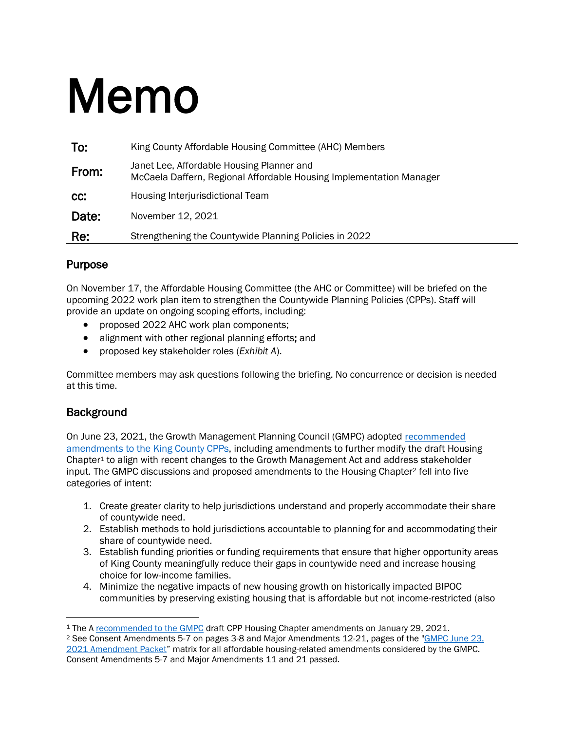# Memo

| | |
|---|---|
| **To:** | King County Affordable Housing Committee (AHC) Members |
| **From:** | Janet Lee, Affordable Housing Planner and<br>McCaela Daffern, Regional Affordable Housing Implementation Manager |
| **cc:** | Housing Interjurisdictional Team |
| **Date:** | November 12, 2021 |
| **Re:** | Strengthening the Countywide Planning Policies in 2022 |

## Purpose

On November 17, the Affordable Housing Committee (the AHC or Committee) will be briefed on the upcoming 2022 work plan item to strengthen the Countywide Planning Policies (CPPs). Staff will provide an update on ongoing scoping efforts, including:

- proposed 2022 AHC work plan components;
- alignment with other regional planning efforts**;** and
- proposed key stakeholder roles (*Exhibit A*).

Committee members may ask questions following the briefing. No concurrence or decision is needed at this time.

## Background

On June 23, 2021, the Growth Management Planning Council (GMPC) adopted recommended amendments to the King County CPPs, including amendments to further modify the draft Housing Chapter[1] to align with recent changes to the Growth Management Act and address stakeholder input. The GMPC discussions and proposed amendments to the Housing Chapter[2] fell into five categories of intent:

1. Create greater clarity to help jurisdictions understand and properly accommodate their share of countywide need.
2. Establish methods to hold jurisdictions accountable to planning for and accommodating their share of countywide need.
3. Establish funding priorities or funding requirements that ensure that higher opportunity areas of King County meaningfully reduce their gaps in countywide need and increase housing choice for low-income families.
4. Minimize the negative impacts of new housing growth on historically impacted BIPOC communities by preserving existing housing that is affordable but not income-restricted (also

[1] The A recommended to the GMPC draft CPP Housing Chapter amendments on January 29, 2021.

[2] See Consent Amendments 5-7 on pages 3-8 and Major Amendments 12-21, pages of the "GMPC June 23, 2021 Amendment Packet" matrix for all affordable housing-related amendments considered by the GMPC. Consent Amendments 5-7 and Major Amendments 11 and 21 passed.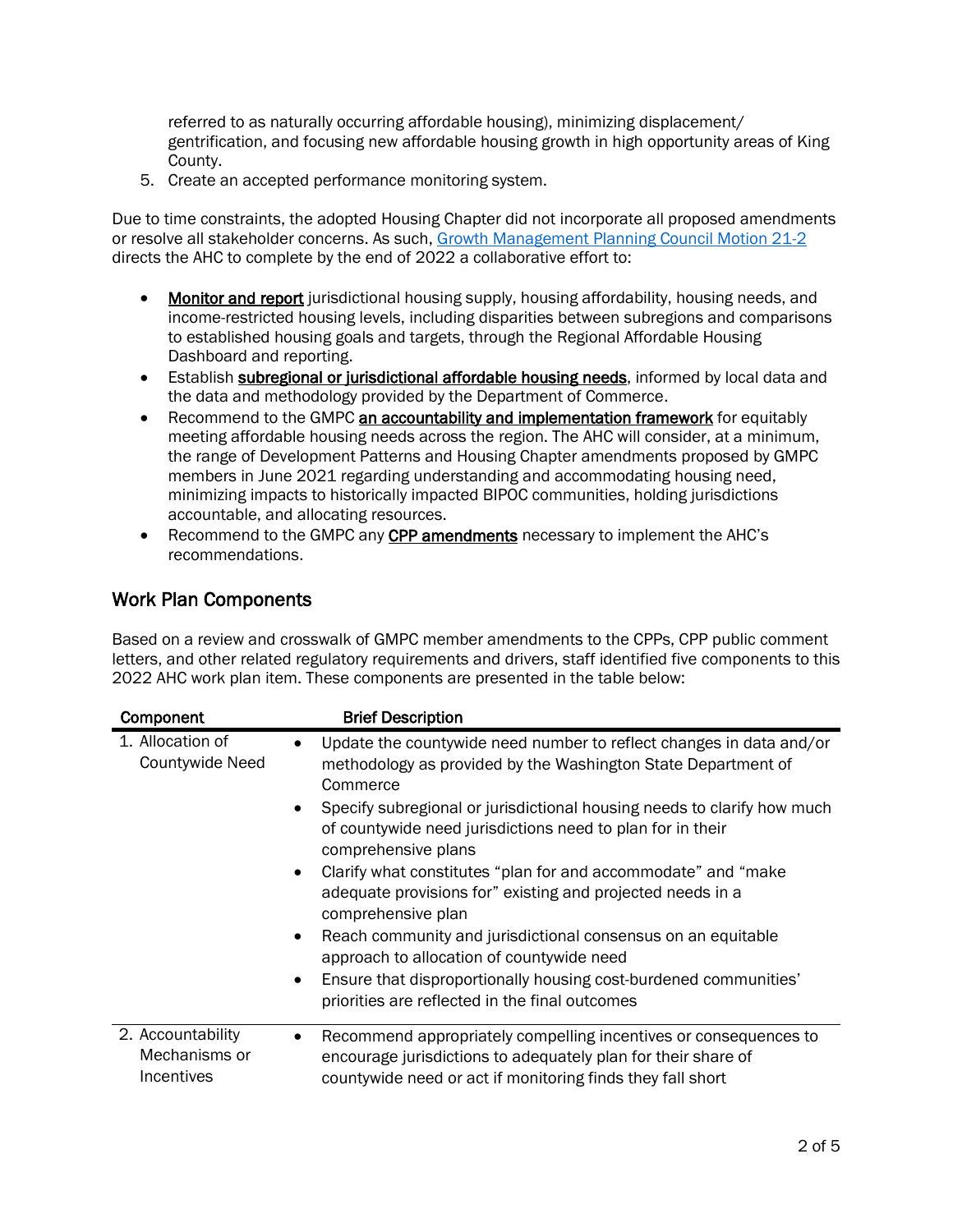referred to as naturally occurring affordable housing), minimizing displacement/ gentrification, and focusing new affordable housing growth in high opportunity areas of King County.

5. Create an accepted performance monitoring system.

Due to time constraints, the adopted Housing Chapter did not incorporate all proposed amendments or resolve all stakeholder concerns. As such, Growth Management Planning Council Motion 21-2 directs the AHC to complete by the end of 2022 a collaborative effort to:

- **Monitor and report** jurisdictional housing supply, housing affordability, housing needs, and income-restricted housing levels, including disparities between subregions and comparisons to established housing goals and targets, through the Regional Affordable Housing Dashboard and reporting.
- Establish **subregional or jurisdictional affordable housing needs**, informed by local data and the data and methodology provided by the Department of Commerce.
- Recommend to the GMPC **an accountability and implementation framework** for equitably meeting affordable housing needs across the region. The AHC will consider, at a minimum, the range of Development Patterns and Housing Chapter amendments proposed by GMPC members in June 2021 regarding understanding and accommodating housing need, minimizing impacts to historically impacted BIPOC communities, holding jurisdictions accountable, and allocating resources.
- Recommend to the GMPC any **CPP amendments** necessary to implement the AHC's recommendations.

## Work Plan Components

Based on a review and crosswalk of GMPC member amendments to the CPPs, CPP public comment letters, and other related regulatory requirements and drivers, staff identified five components to this 2022 AHC work plan item. These components are presented in the table below:

| Component | Brief Description |
|---|---|
| 1. Allocation of Countywide Need | • Update the countywide need number to reflect changes in data and/or methodology as provided by the Washington State Department of Commerce<br>• Specify subregional or jurisdictional housing needs to clarify how much of countywide need jurisdictions need to plan for in their comprehensive plans<br>• Clarify what constitutes "plan for and accommodate" and "make adequate provisions for" existing and projected needs in a comprehensive plan<br>• Reach community and jurisdictional consensus on an equitable approach to allocation of countywide need<br>• Ensure that disproportionally housing cost-burdened communities' priorities are reflected in the final outcomes |
| 2. Accountability Mechanisms or Incentives | • Recommend appropriately compelling incentives or consequences to encourage jurisdictions to adequately plan for their share of countywide need or act if monitoring finds they fall short |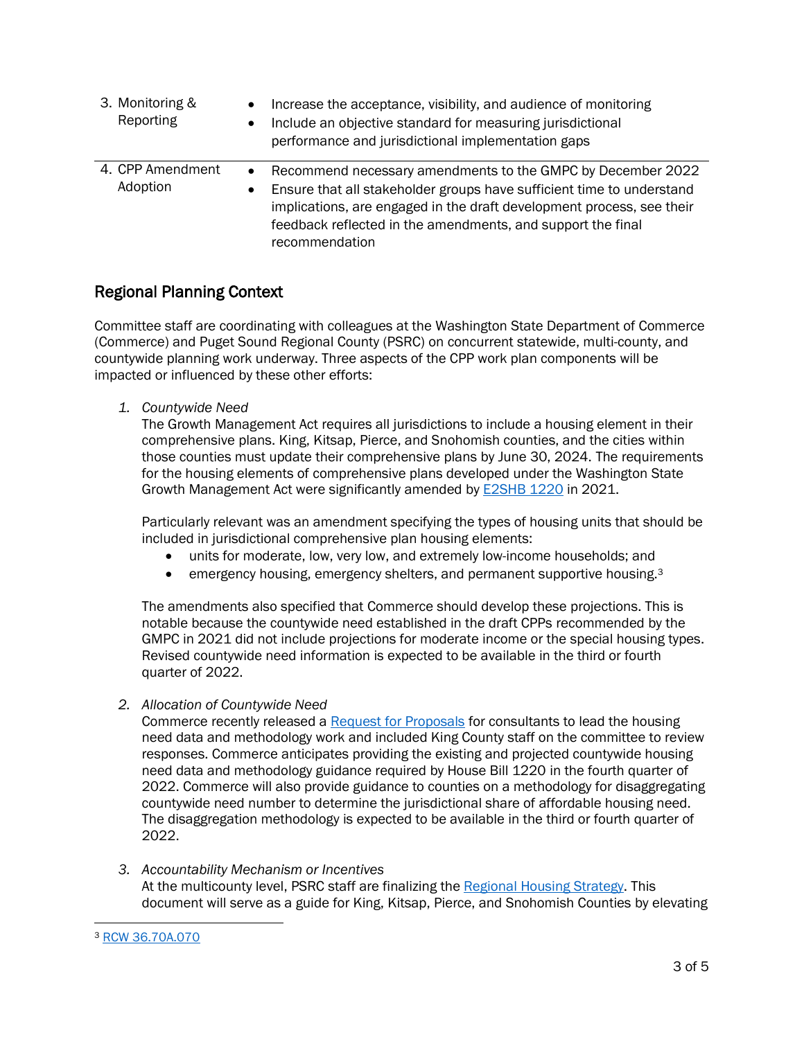| | |
|---|---|
| 3. Monitoring & Reporting | • Increase the acceptance, visibility, and audience of monitoring<br>• Include an objective standard for measuring jurisdictional performance and jurisdictional implementation gaps |
| 4. CPP Amendment Adoption | • Recommend necessary amendments to the GMPC by December 2022<br>• Ensure that all stakeholder groups have sufficient time to understand implications, are engaged in the draft development process, see their feedback reflected in the amendments, and support the final recommendation |

## Regional Planning Context

Committee staff are coordinating with colleagues at the Washington State Department of Commerce (Commerce) and Puget Sound Regional County (PSRC) on concurrent statewide, multi-county, and countywide planning work underway. Three aspects of the CPP work plan components will be impacted or influenced by these other efforts:

1. *Countywide Need*

   The Growth Management Act requires all jurisdictions to include a housing element in their comprehensive plans. King, Kitsap, Pierce, and Snohomish counties, and the cities within those counties must update their comprehensive plans by June 30, 2024. The requirements for the housing elements of comprehensive plans developed under the Washington State Growth Management Act were significantly amended by E2SHB 1220 in 2021.

   Particularly relevant was an amendment specifying the types of housing units that should be included in jurisdictional comprehensive plan housing elements:
   - units for moderate, low, very low, and extremely low-income households; and
   - emergency housing, emergency shelters, and permanent supportive housing.[3]

   The amendments also specified that Commerce should develop these projections. This is notable because the countywide need established in the draft CPPs recommended by the GMPC in 2021 did not include projections for moderate income or the special housing types. Revised countywide need information is expected to be available in the third or fourth quarter of 2022.

2. *Allocation of Countywide Need*

   Commerce recently released a Request for Proposals for consultants to lead the housing need data and methodology work and included King County staff on the committee to review responses. Commerce anticipates providing the existing and projected countywide housing need data and methodology guidance required by House Bill 1220 in the fourth quarter of 2022. Commerce will also provide guidance to counties on a methodology for disaggregating countywide need number to determine the jurisdictional share of affordable housing need. The disaggregation methodology is expected to be available in the third or fourth quarter of 2022.

3. *Accountability Mechanism or Incentives*

   At the multicounty level, PSRC staff are finalizing the Regional Housing Strategy. This document will serve as a guide for King, Kitsap, Pierce, and Snohomish Counties by elevating

[3] RCW 36.70A.070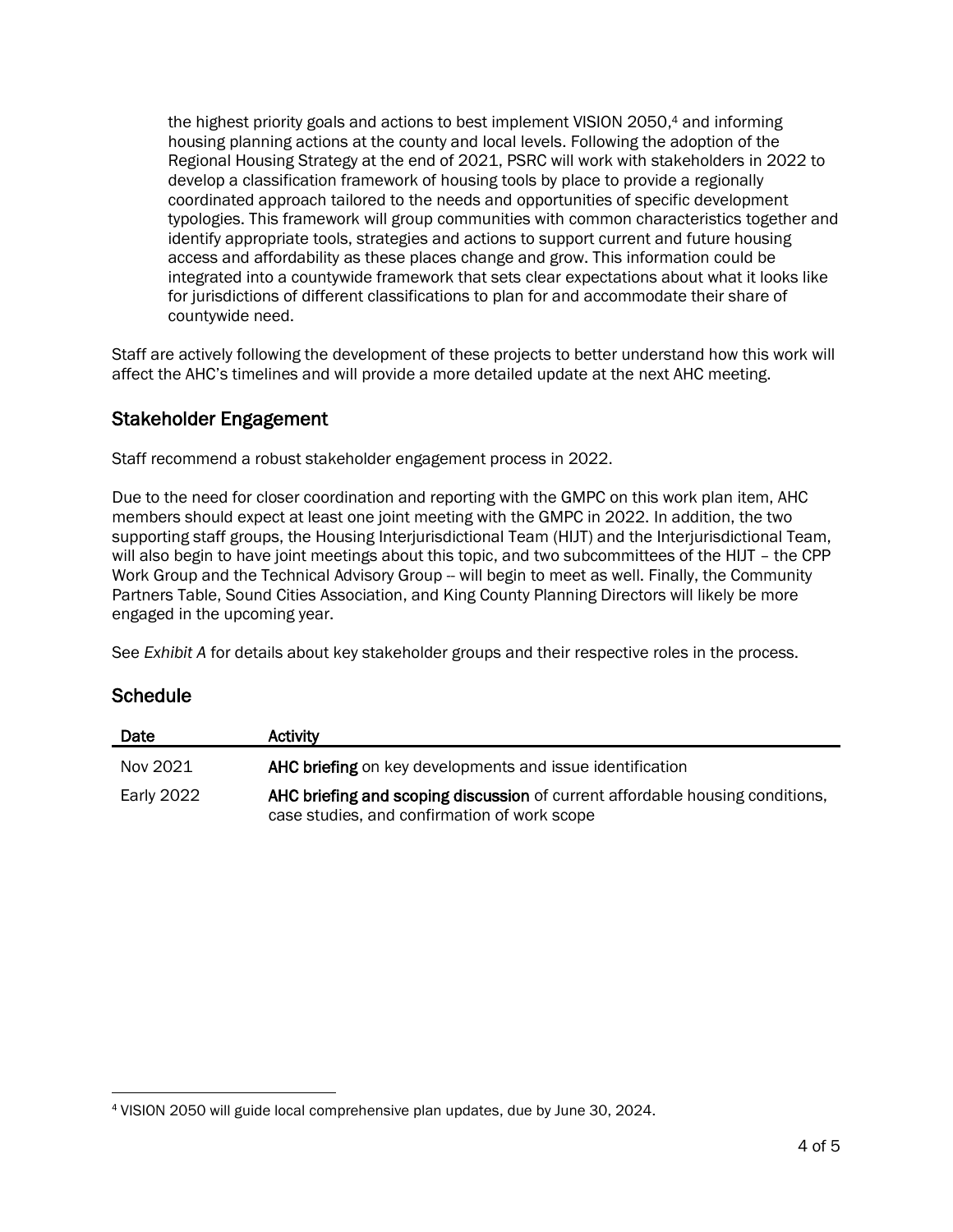the highest priority goals and actions to best implement VISION 2050,[4] and informing housing planning actions at the county and local levels. Following the adoption of the Regional Housing Strategy at the end of 2021, PSRC will work with stakeholders in 2022 to develop a classification framework of housing tools by place to provide a regionally coordinated approach tailored to the needs and opportunities of specific development typologies. This framework will group communities with common characteristics together and identify appropriate tools, strategies and actions to support current and future housing access and affordability as these places change and grow. This information could be integrated into a countywide framework that sets clear expectations about what it looks like for jurisdictions of different classifications to plan for and accommodate their share of countywide need.

Staff are actively following the development of these projects to better understand how this work will affect the AHC's timelines and will provide a more detailed update at the next AHC meeting.

## Stakeholder Engagement

Staff recommend a robust stakeholder engagement process in 2022.

Due to the need for closer coordination and reporting with the GMPC on this work plan item, AHC members should expect at least one joint meeting with the GMPC in 2022. In addition, the two supporting staff groups, the Housing Interjurisdictional Team (HIJT) and the Interjurisdictional Team, will also begin to have joint meetings about this topic, and two subcommittees of the HIJT – the CPP Work Group and the Technical Advisory Group -- will begin to meet as well. Finally, the Community Partners Table, Sound Cities Association, and King County Planning Directors will likely be more engaged in the upcoming year.

See *Exhibit A* for details about key stakeholder groups and their respective roles in the process.

## Schedule

| Date | Activity |
|---|---|
| Nov 2021 | **AHC briefing** on key developments and issue identification |
| Early 2022 | **AHC briefing and scoping discussion** of current affordable housing conditions, case studies, and confirmation of work scope |

[4] VISION 2050 will guide local comprehensive plan updates, due by June 30, 2024.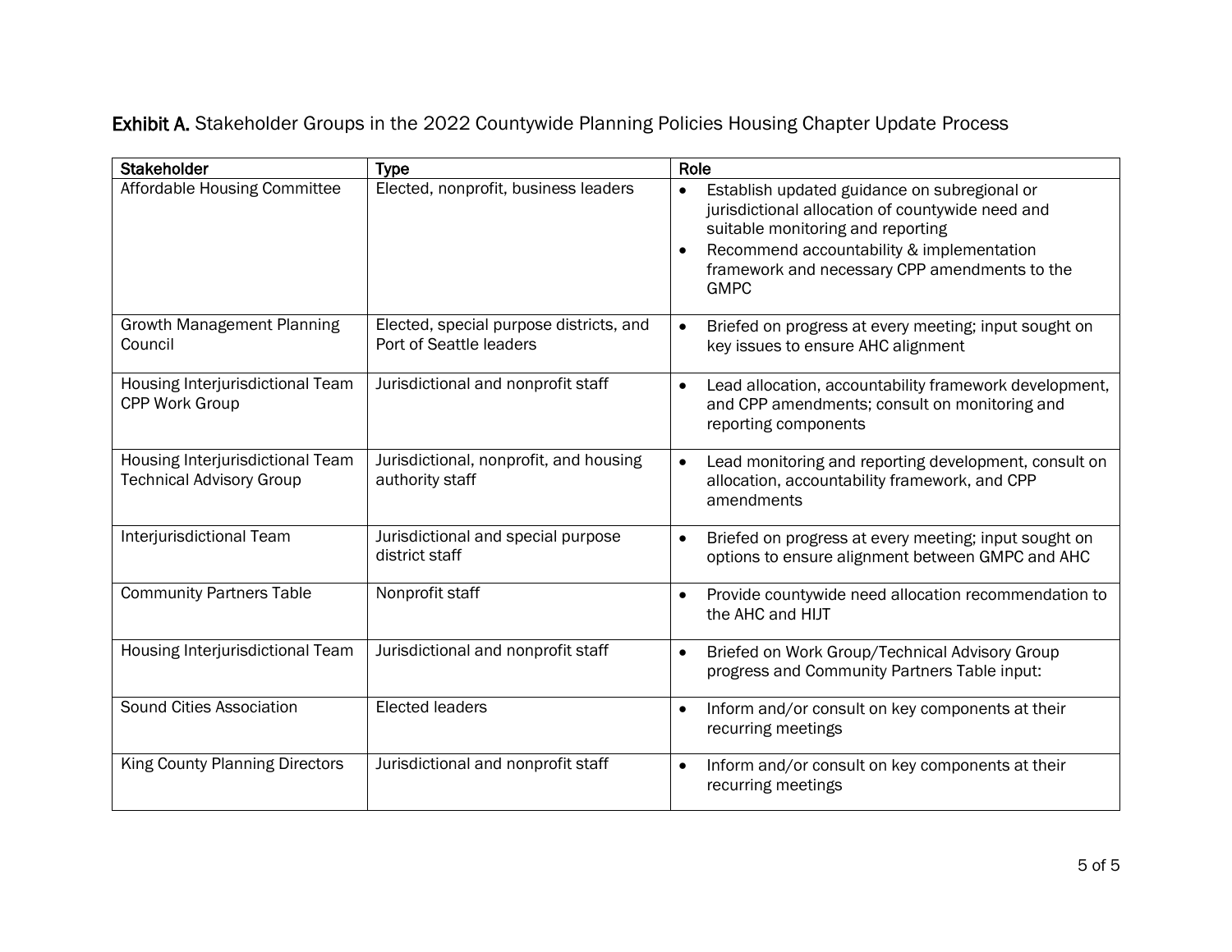**Exhibit A.** Stakeholder Groups in the 2022 Countywide Planning Policies Housing Chapter Update Process

| Stakeholder | Type | Role |
|---|---|---|
| Affordable Housing Committee | Elected, nonprofit, business leaders | • Establish updated guidance on subregional or jurisdictional allocation of countywide need and suitable monitoring and reporting<br>• Recommend accountability & implementation framework and necessary CPP amendments to the GMPC |
| Growth Management Planning Council | Elected, special purpose districts, and Port of Seattle leaders | • Briefed on progress at every meeting; input sought on key issues to ensure AHC alignment |
| Housing Interjurisdictional Team CPP Work Group | Jurisdictional and nonprofit staff | • Lead allocation, accountability framework development, and CPP amendments; consult on monitoring and reporting components |
| Housing Interjurisdictional Team Technical Advisory Group | Jurisdictional, nonprofit, and housing authority staff | • Lead monitoring and reporting development, consult on allocation, accountability framework, and CPP amendments |
| Interjurisdictional Team | Jurisdictional and special purpose district staff | • Briefed on progress at every meeting; input sought on options to ensure alignment between GMPC and AHC |
| Community Partners Table | Nonprofit staff | • Provide countywide need allocation recommendation to the AHC and HIJT |
| Housing Interjurisdictional Team | Jurisdictional and nonprofit staff | • Briefed on Work Group/Technical Advisory Group progress and Community Partners Table input: |
| Sound Cities Association | Elected leaders | • Inform and/or consult on key components at their recurring meetings |
| King County Planning Directors | Jurisdictional and nonprofit staff | • Inform and/or consult on key components at their recurring meetings |